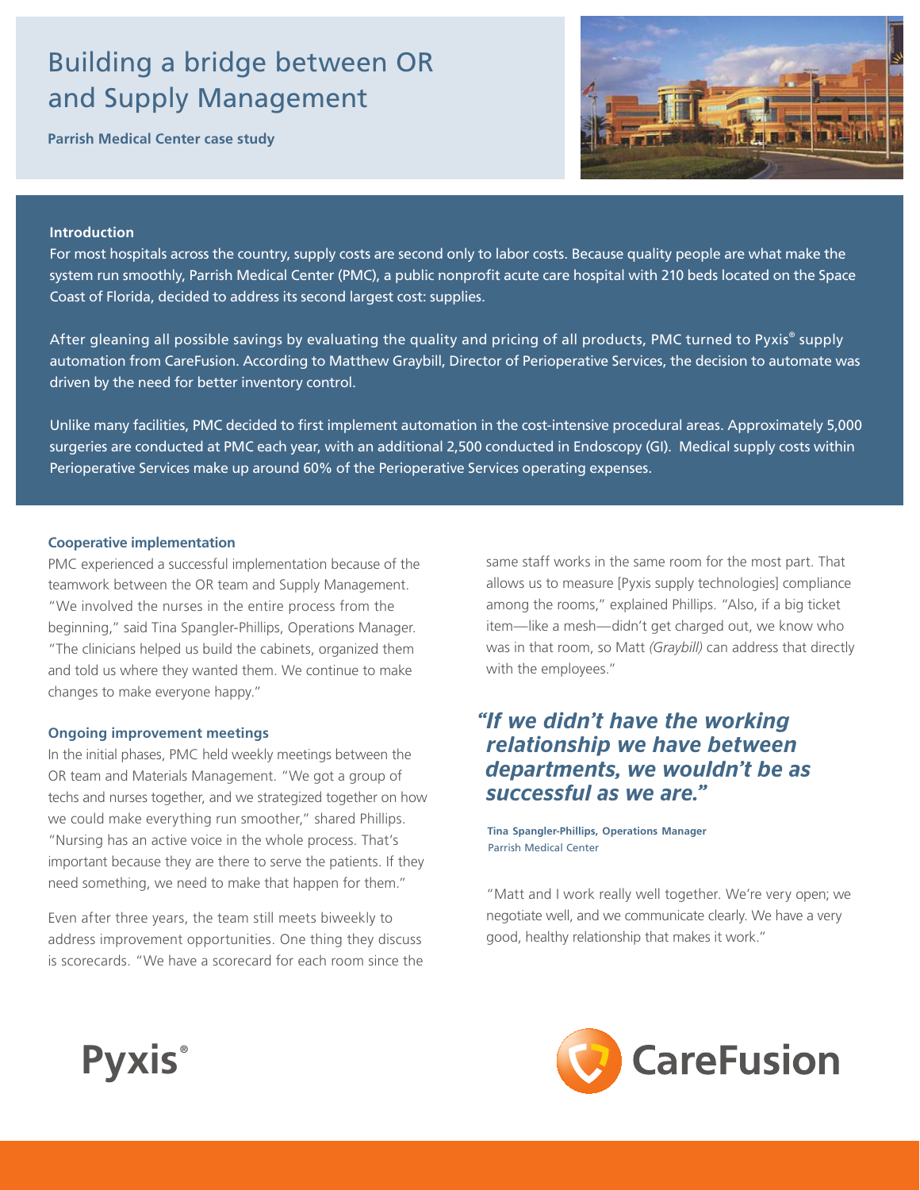# Building a bridge between OR and Supply Management

**Parrish Medical Center case study**

## Introduction

For most hospitals across the country, supply costs are second only to labor costs. Because quality people are what make the system run smoothly, Parrish Medical Center (PMC), a public nonprofit acute care hospital with 210 beds located on the Space Coast of Florida, decided to address its second largest cost: supplies.

After gleaning all possible savings by evaluating the quality and pricing of all products, PMC turned to Pyxis® supply automation from CareFusion. According to Matthew Graybill, Director of Perioperative Services, the decision to automate was driven by the need for better inventory control.

Unlike many facilities, PMC decided to first implement automation in the cost-intensive procedural areas. Approximately 5,000 surgeries are conducted at PMC each year, with an additional 2,500 conducted in Endoscopy (GI). Medical supply costs within Perioperative Services make up around 60% of the Perioperative Services operating expenses.

### Cooperative implementation

PMC experienced a successful implementation because of the teamwork between the OR team and Supply Management. "We involved the nurses in the entire process from the beginning," said Tina Spangler-Phillips, Operations Manager. "The clinicians helped us build the cabinets, organized them and told us where they wanted them. We continue to make changes to make everyone happy."

### Ongoing improvement meetings

In the initial phases, PMC held weekly meetings between the OR team and Materials Management. "We got a group of techs and nurses together, and we strategized together on how we could make everything run smoother," shared Phillips. "Nursing has an active voice in the whole process. That's important because they are there to serve the patients. If they need something, we need to make that happen for them."

Even after three years, the team still meets biweekly to address improvement opportunities. One thing they discuss is scorecards. "We have a scorecard for each room since the same staff works in the same room for the most part. That allows us to measure [Pyxis supply technologies] compliance among the rooms," explained Phillips. "Also, if a big ticket item—like a mesh—didn't get charged out, we know who was in that room, so Matt *(Graybill)* can address that directly with the employees."

> ***"If we didn't have the working relationship we have between departments, we wouldn't be as successful as we are."***
>
> **Tina Spangler-Phillips, Operations Manager**
> Parrish Medical Center

"Matt and I work really well together. We're very open; we negotiate well, and we communicate clearly. We have a very good, healthy relationship that makes it work."

Pyxis®

CareFusion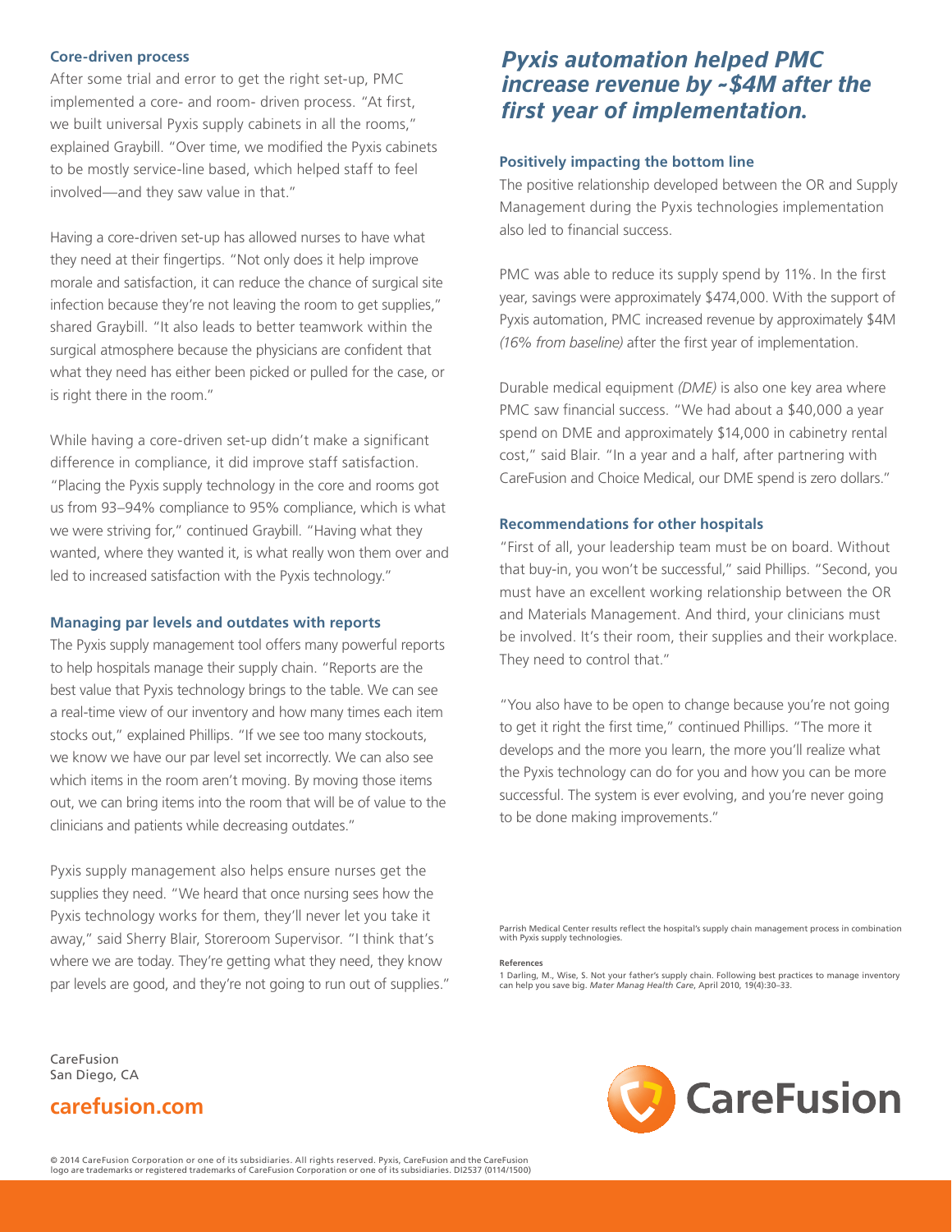### Core-driven process

After some trial and error to get the right set-up, PMC implemented a core- and room- driven process. "At first, we built universal Pyxis supply cabinets in all the rooms," explained Graybill. "Over time, we modified the Pyxis cabinets to be mostly service-line based, which helped staff to feel involved—and they saw value in that."

Having a core-driven set-up has allowed nurses to have what they need at their fingertips. "Not only does it help improve morale and satisfaction, it can reduce the chance of surgical site infection because they're not leaving the room to get supplies," shared Graybill. "It also leads to better teamwork within the surgical atmosphere because the physicians are confident that what they need has either been picked or pulled for the case, or is right there in the room."

While having a core-driven set-up didn't make a significant difference in compliance, it did improve staff satisfaction. "Placing the Pyxis supply technology in the core and rooms got us from 93–94% compliance to 95% compliance, which is what we were striving for," continued Graybill. "Having what they wanted, where they wanted it, is what really won them over and led to increased satisfaction with the Pyxis technology."

### Managing par levels and outdates with reports

The Pyxis supply management tool offers many powerful reports to help hospitals manage their supply chain. "Reports are the best value that Pyxis technology brings to the table. We can see a real-time view of our inventory and how many times each item stocks out," explained Phillips. "If we see too many stockouts, we know we have our par level set incorrectly. We can also see which items in the room aren't moving. By moving those items out, we can bring items into the room that will be of value to the clinicians and patients while decreasing outdates."

Pyxis supply management also helps ensure nurses get the supplies they need. "We heard that once nursing sees how the Pyxis technology works for them, they'll never let you take it away," said Sherry Blair, Storeroom Supervisor. "I think that's where we are today. They're getting what they need, they know par levels are good, and they're not going to run out of supplies."

## *Pyxis automation helped PMC increase revenue by ~$4M after the first year of implementation.*

### Positively impacting the bottom line

The positive relationship developed between the OR and Supply Management during the Pyxis technologies implementation also led to financial success.

PMC was able to reduce its supply spend by 11%. In the first year, savings were approximately $474,000. With the support of Pyxis automation, PMC increased revenue by approximately $4M *(16% from baseline)* after the first year of implementation.

Durable medical equipment *(DME)* is also one key area where PMC saw financial success. "We had about a $40,000 a year spend on DME and approximately $14,000 in cabinetry rental cost," said Blair. "In a year and a half, after partnering with CareFusion and Choice Medical, our DME spend is zero dollars."

### Recommendations for other hospitals

"First of all, your leadership team must be on board. Without that buy-in, you won't be successful," said Phillips. "Second, you must have an excellent working relationship between the OR and Materials Management. And third, your clinicians must be involved. It's their room, their supplies and their workplace. They need to control that."

"You also have to be open to change because you're not going to get it right the first time," continued Phillips. "The more it develops and the more you learn, the more you'll realize what the Pyxis technology can do for you and how you can be more successful. The system is ever evolving, and you're never going to be done making improvements."

Parrish Medical Center results reflect the hospital's supply chain management process in combination with Pyxis supply technologies.

**References**

1 Darling, M., Wise, S. Not your father's supply chain. Following best practices to manage inventory can help you save big. *Mater Manag Health Care*, April 2010, 19(4):30–33.

CareFusion
San Diego, CA

**carefusion.com**

CareFusion

© 2014 CareFusion Corporation or one of its subsidiaries. All rights reserved. Pyxis, CareFusion and the CareFusion logo are trademarks or registered trademarks of CareFusion Corporation or one of its subsidiaries. DI2537 (0114/1500)